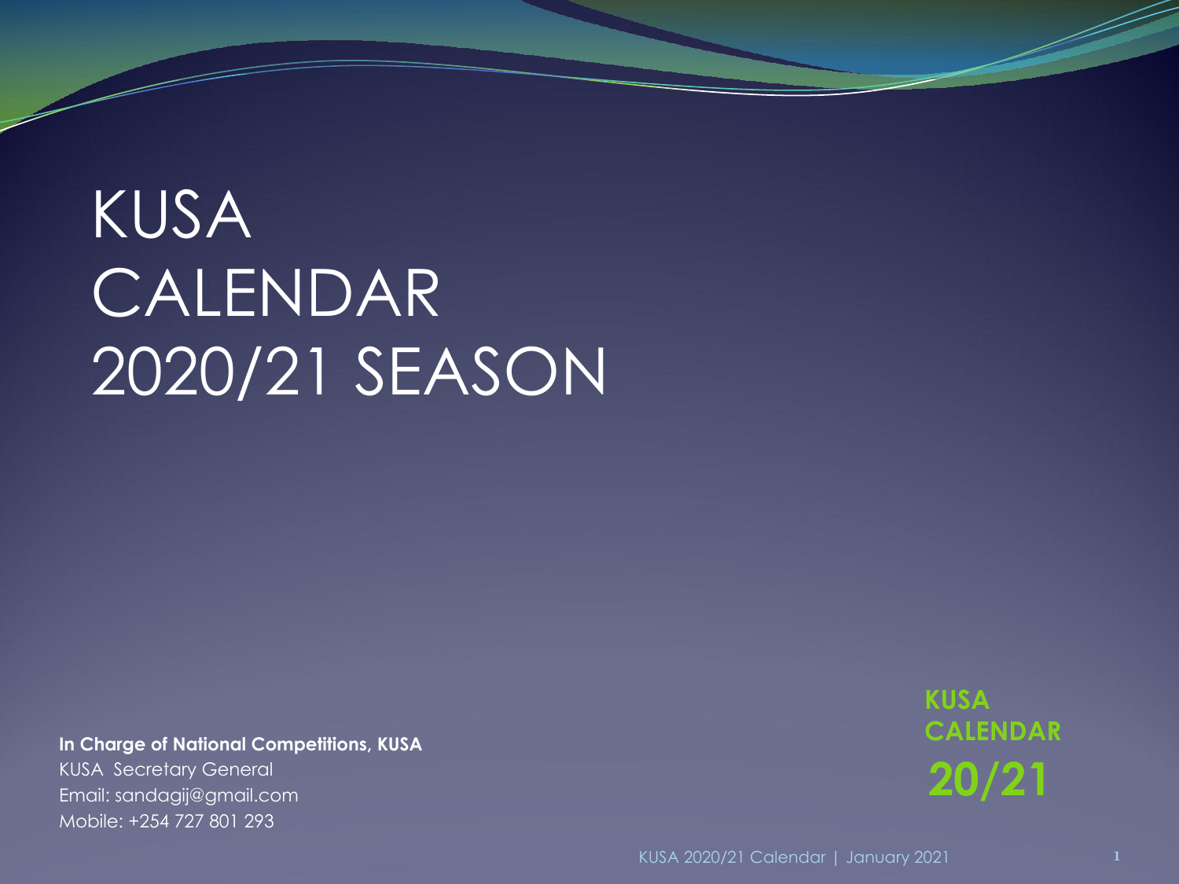# KUSA CALENDAR 2020/21 SEASON

**In Charge of National Competitions, KUSA**
KUSA Secretary General
Email: sandagij@gmail.com
Mobile: +254 727 801 293

**KUSA CALENDAR**
**20/21**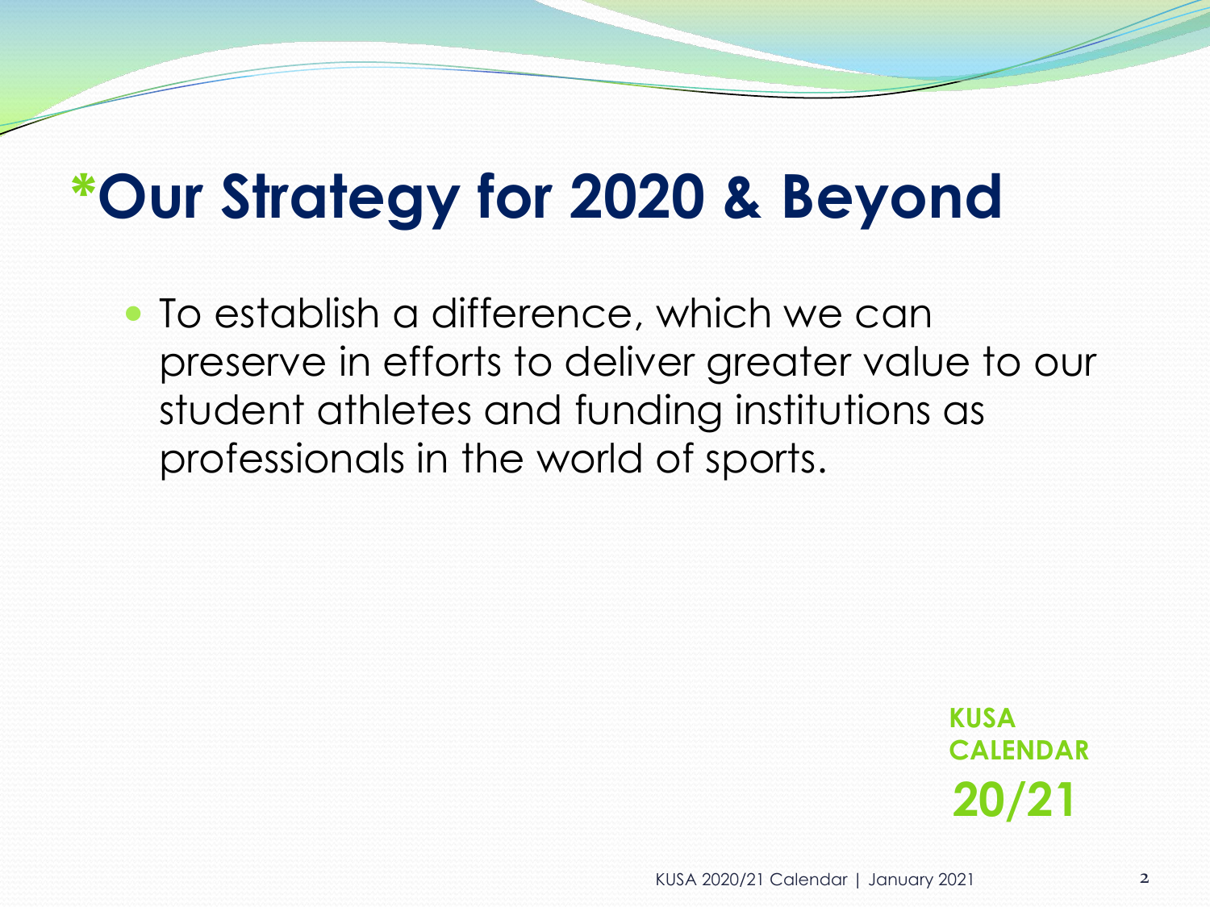# *Our Strategy for 2020 & Beyond

- To establish a difference, which we can preserve in efforts to deliver greater value to our student athletes and funding institutions as professionals in the world of sports.

**KUSA CALENDAR 20/21**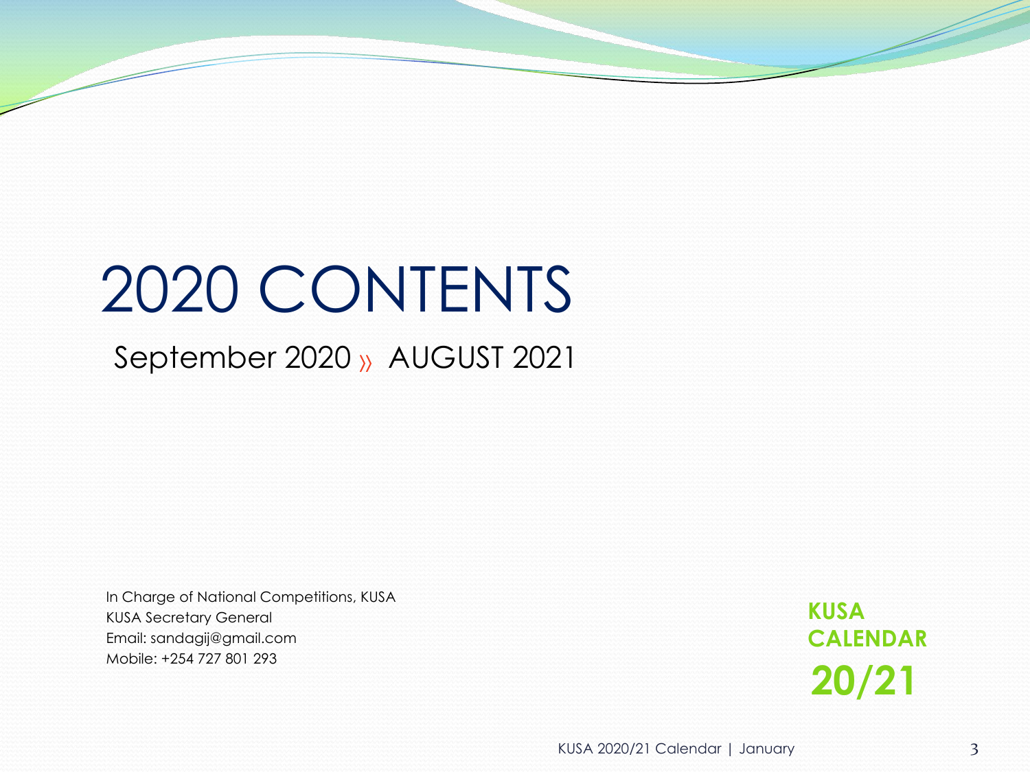# 2020 CONTENTS

September 2020 » AUGUST 2021

In Charge of National Competitions, KUSA
KUSA Secretary General
Email: sandagij@gmail.com
Mobile: +254 727 801 293

**KUSA CALENDAR**
**20/21**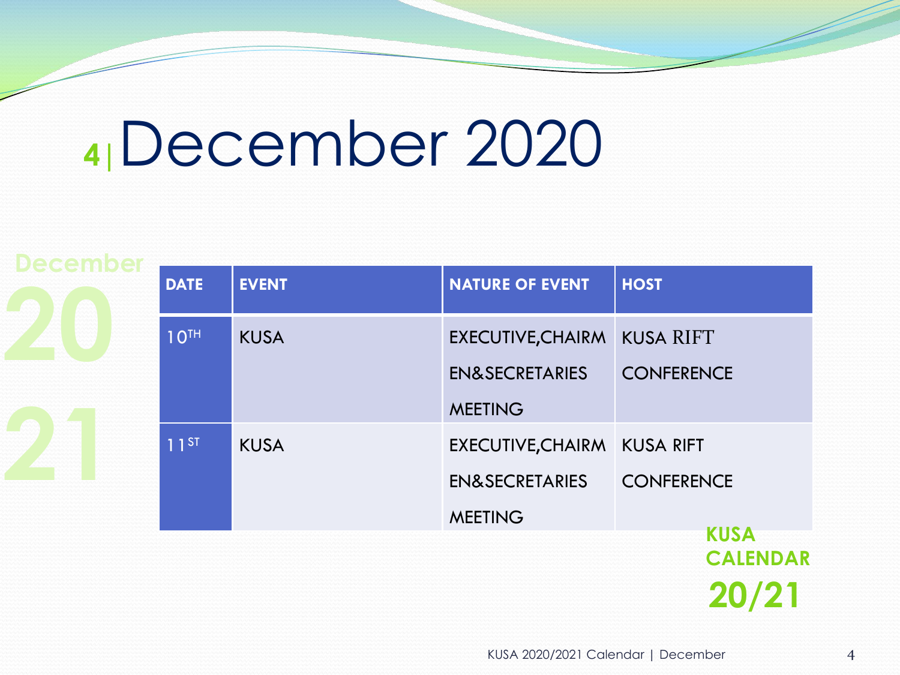# 4 | December 2020

December 20 21

| DATE | EVENT | NATURE OF EVENT | HOST |
|---|---|---|---|
| 10TH | KUSA | EXECUTIVE,CHAIRMEN&SECRETARIES MEETING | KUSA RIFT CONFERENCE |
| 11ST | KUSA | EXECUTIVE,CHAIRMEN&SECRETARIES MEETING | KUSA RIFT CONFERENCE |

**KUSA CALENDAR 20/21**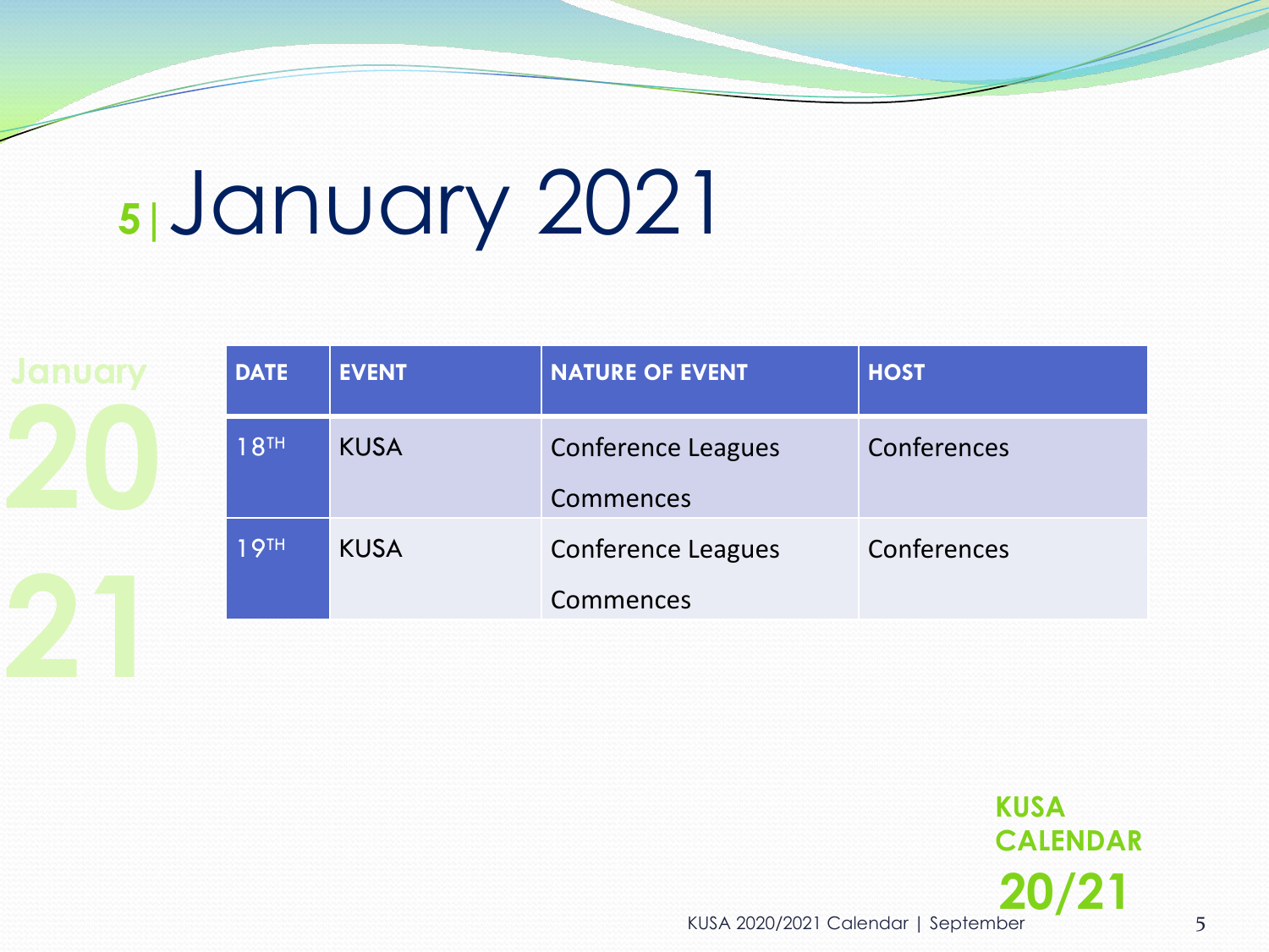# 5 | January 2021

January 2021

| DATE | EVENT | NATURE OF EVENT | HOST |
|---|---|---|---|
| 18TH | KUSA | Conference Leagues Commences | Conferences |
| 19TH | KUSA | Conference Leagues Commences | Conferences |

KUSA CALENDAR 20/21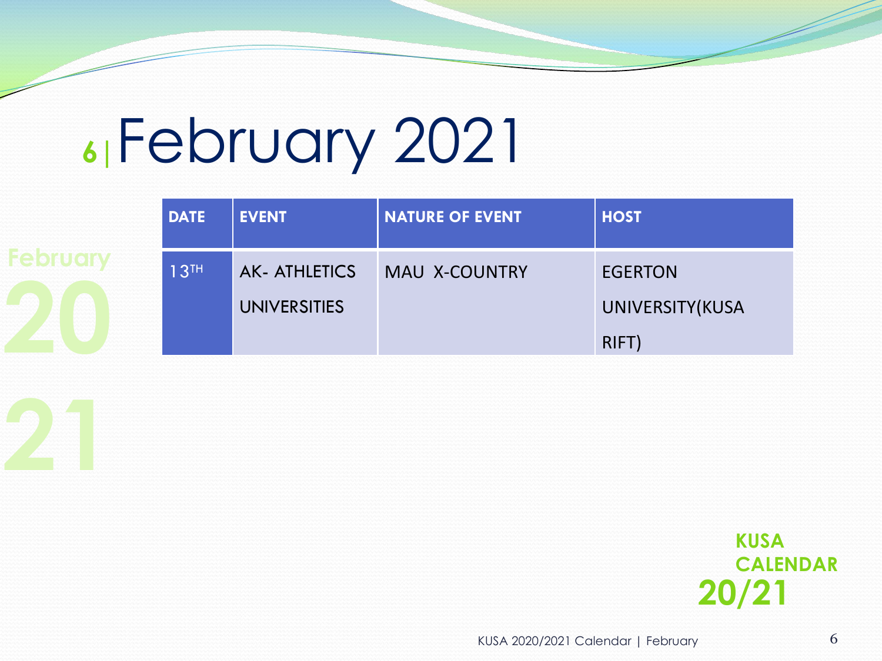# February 2021

| DATE | EVENT | NATURE OF EVENT | HOST |
| --- | --- | --- | --- |
| 13TH | AK- ATHLETICS UNIVERSITIES | MAU X-COUNTRY | EGERTON UNIVERSITY(KUSA RIFT) |

**KUSA CALENDAR 20/21**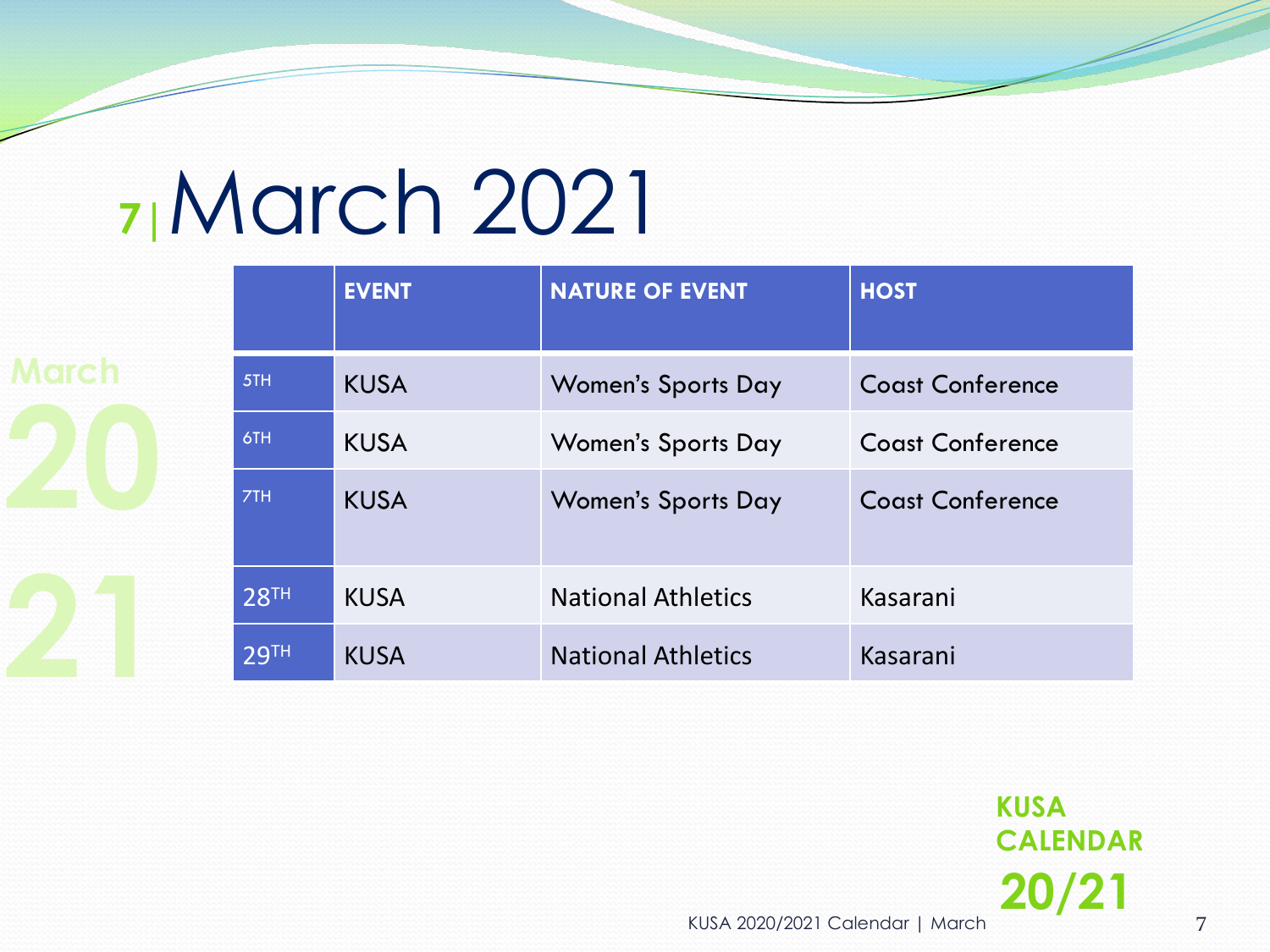# 7 | March 2021

| | EVENT | NATURE OF EVENT | HOST |
|---|---|---|---|
| 5TH | KUSA | Women's Sports Day | Coast Conference |
| 6TH | KUSA | Women's Sports Day | Coast Conference |
| 7TH | KUSA | Women's Sports Day | Coast Conference |
| 28TH | KUSA | National Athletics | Kasarani |
| 29TH | KUSA | National Athletics | Kasarani |

**KUSA CALENDAR 20/21**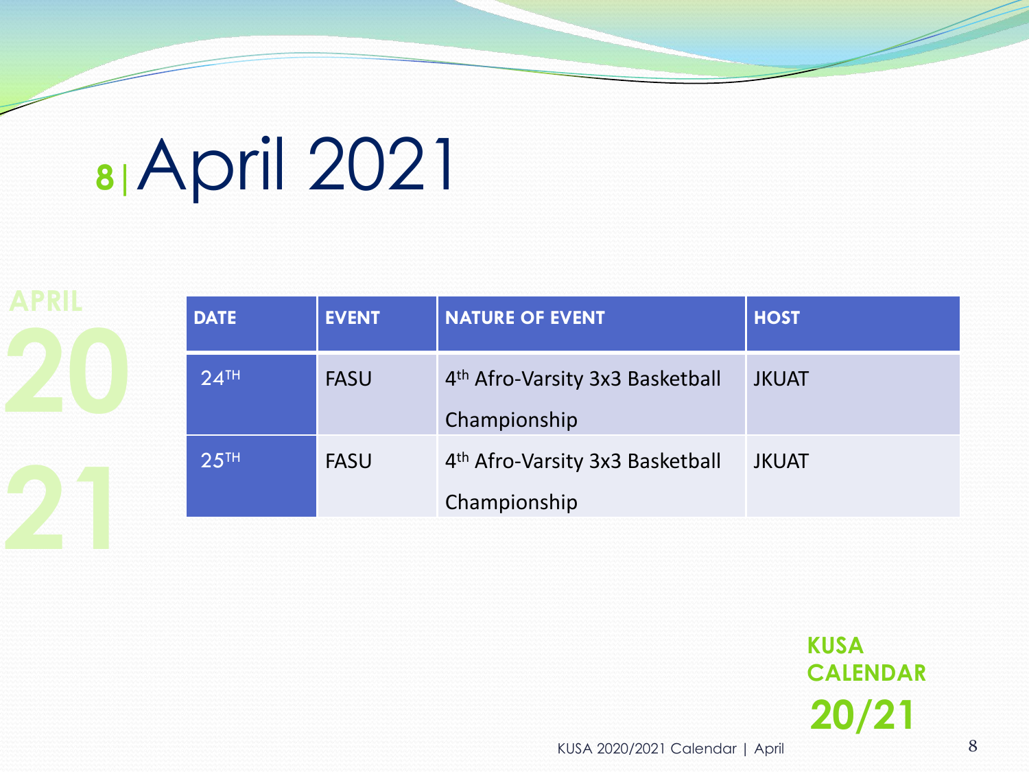# 8 | April 2021

APRIL 20 21

| DATE | EVENT | NATURE OF EVENT | HOST |
| --- | --- | --- | --- |
| 24TH | FASU | 4th Afro-Varsity 3x3 Basketball Championship | JKUAT |
| 25TH | FASU | 4th Afro-Varsity 3x3 Basketball Championship | JKUAT |

**KUSA CALENDAR 20/21**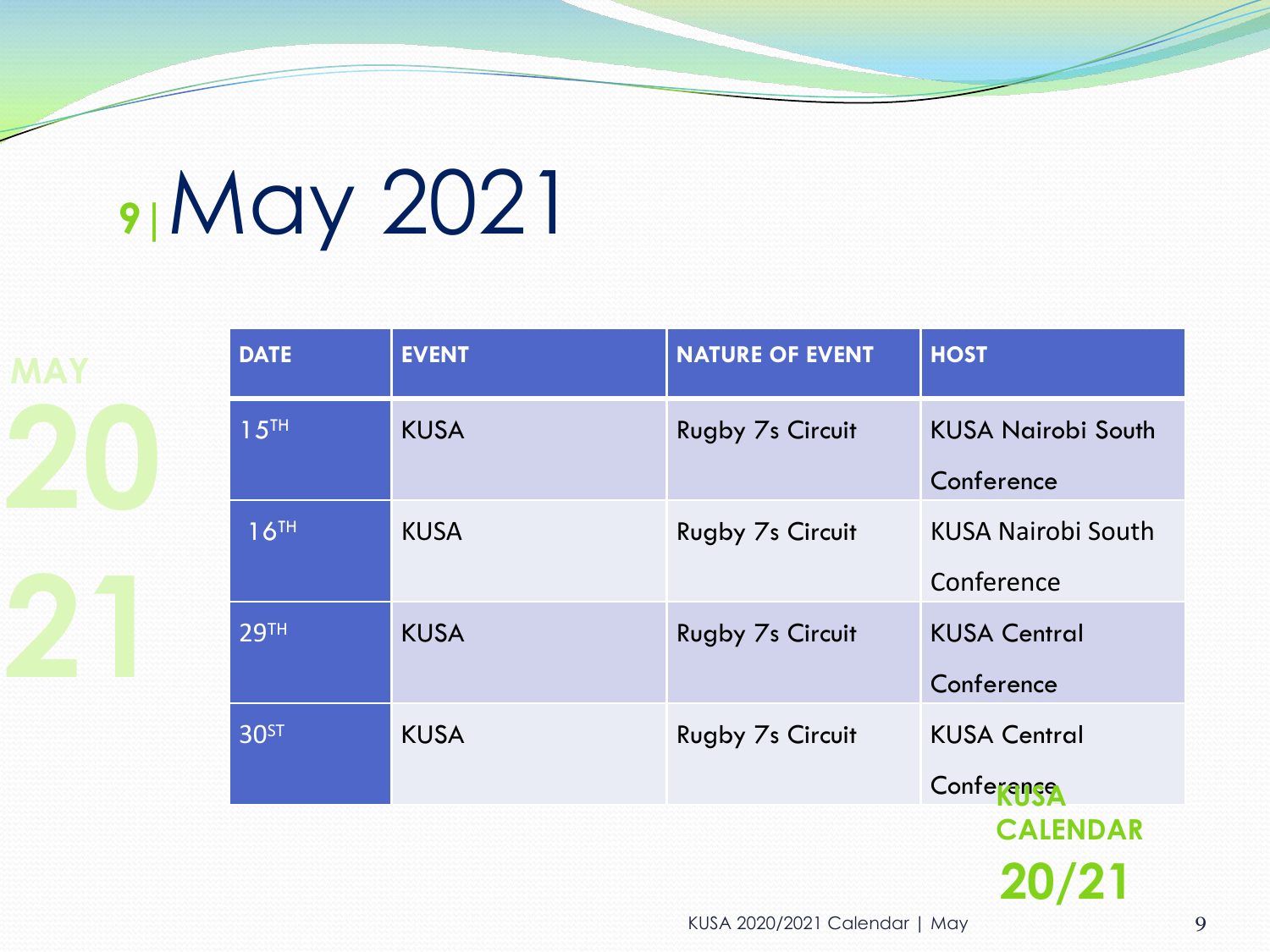# 9 | May 2021

MAY 20 21

| DATE | EVENT | NATURE OF EVENT | HOST |
|---|---|---|---|
| 15TH | KUSA | Rugby 7s Circuit | KUSA Nairobi South Conference |
| 16TH | KUSA | Rugby 7s Circuit | KUSA Nairobi South Conference |
| 29TH | KUSA | Rugby 7s Circuit | KUSA Central Conference |
| 30ST | KUSA | Rugby 7s Circuit | KUSA Central Conference |

KUSA CALENDAR 20/21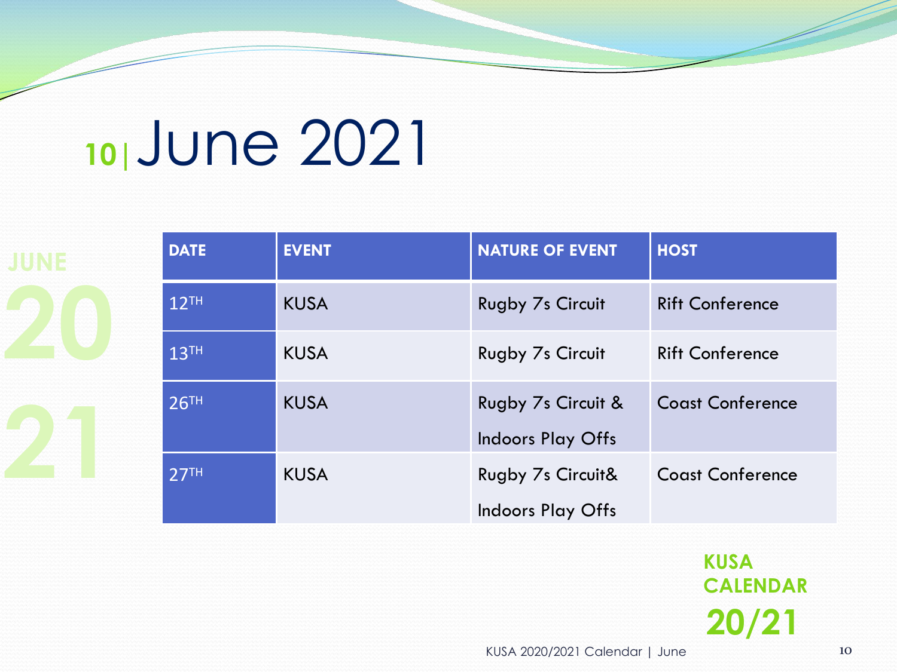# 10 | June 2021

JUNE 2021

| DATE | EVENT | NATURE OF EVENT | HOST |
|---|---|---|---|
| 12TH | KUSA | Rugby 7s Circuit | Rift Conference |
| 13TH | KUSA | Rugby 7s Circuit | Rift Conference |
| 26TH | KUSA | Rugby 7s Circuit & Indoors Play Offs | Coast Conference |
| 27TH | KUSA | Rugby 7s Circuit& Indoors Play Offs | Coast Conference |

**KUSA CALENDAR 20/21**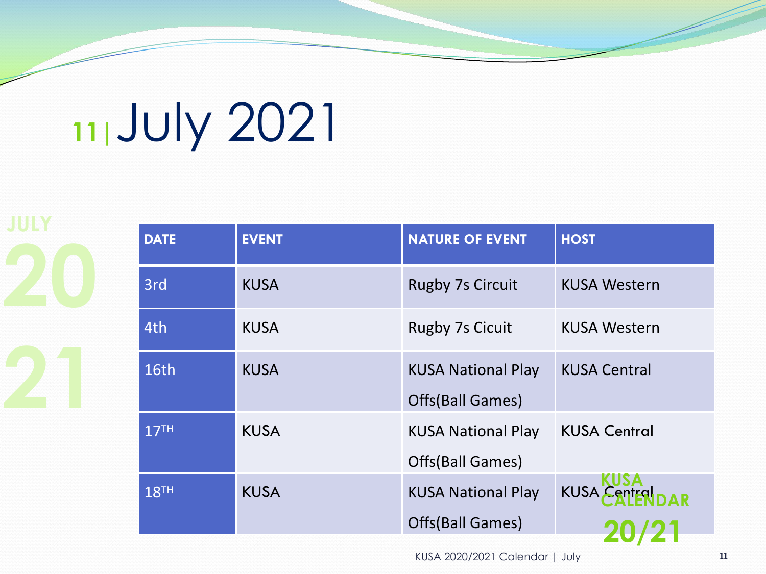# 11 | July 2021

| DATE | EVENT | NATURE OF EVENT | HOST |
|---|---|---|---|
| 3rd | KUSA | Rugby 7s Circuit | KUSA Western |
| 4th | KUSA | Rugby 7s Cicuit | KUSA Western |
| 16th | KUSA | KUSA National Play Offs(Ball Games) | KUSA Central |
| 17TH | KUSA | KUSA National Play Offs(Ball Games) | KUSA Central |
| 18TH | KUSA | KUSA National Play Offs(Ball Games) | KUSA Central |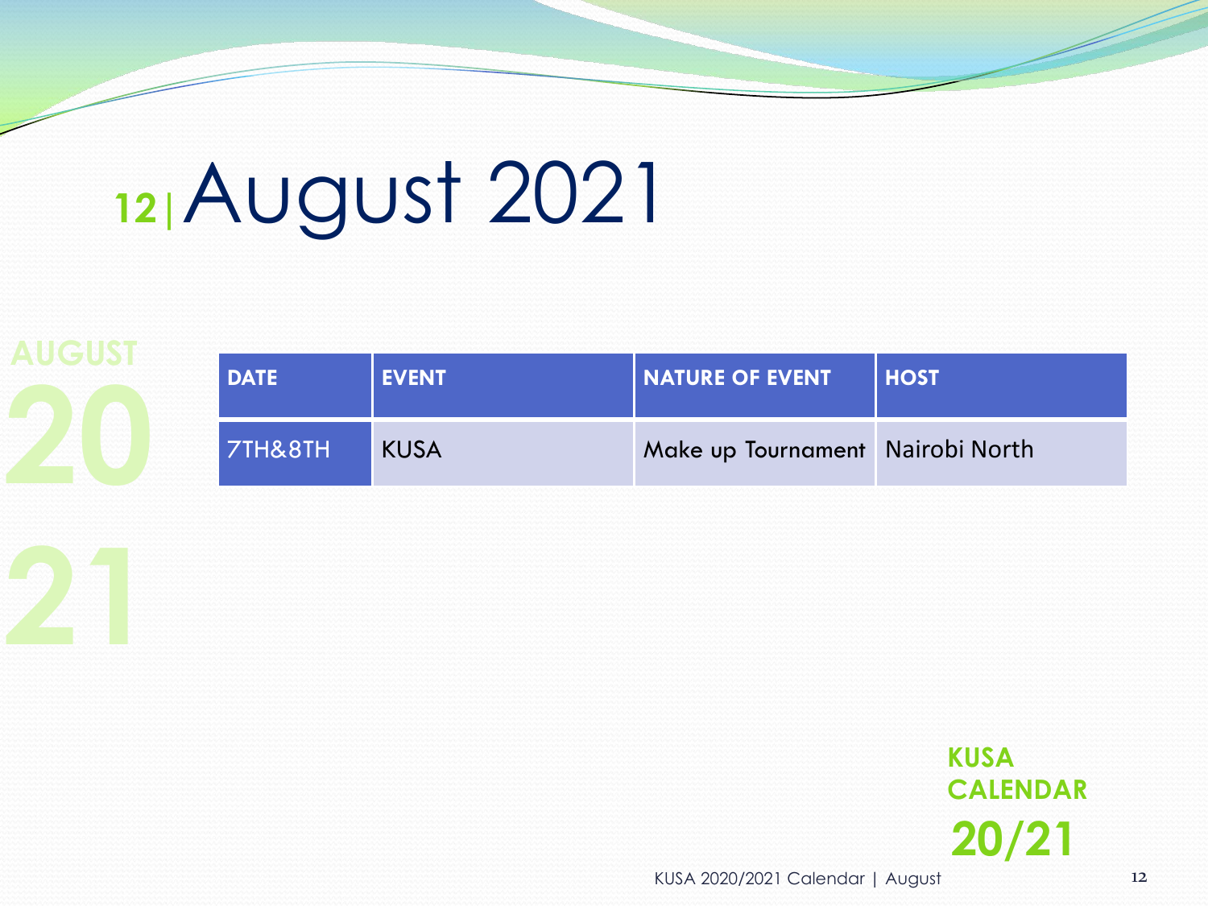# 12 | August 2021

AUGUST 20 21

| DATE | EVENT | NATURE OF EVENT | HOST |
|---|---|---|---|
| 7TH&8TH | KUSA | Make up Tournament | Nairobi North |

**KUSA CALENDAR 20/21**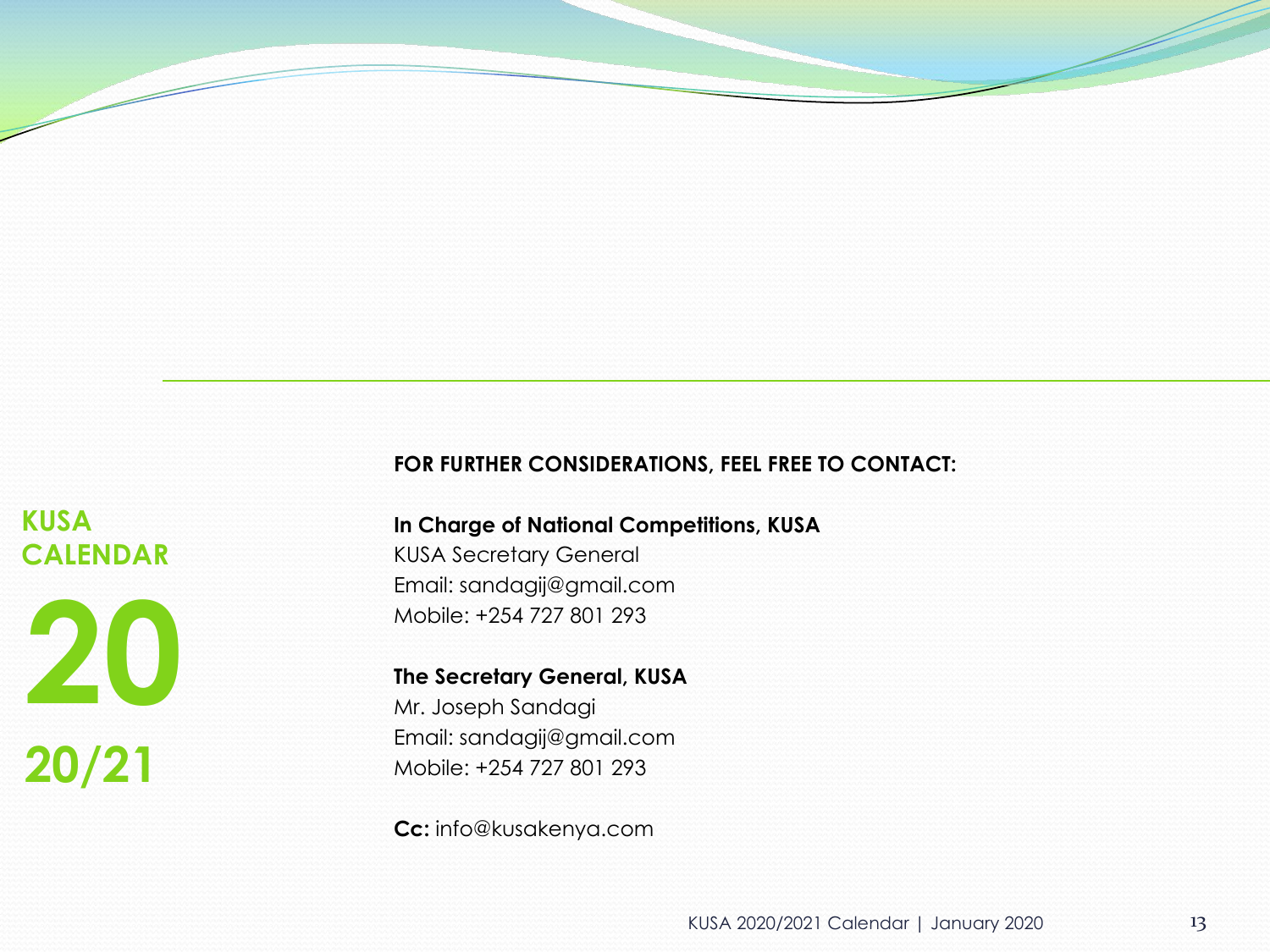**KUSA CALENDAR**

**20**

**20/21**

**FOR FURTHER CONSIDERATIONS, FEEL FREE TO CONTACT:**

**In Charge of National Competitions, KUSA**
KUSA Secretary General
Email: sandagij@gmail.com
Mobile: +254 727 801 293

**The Secretary General, KUSA**
Mr. Joseph Sandagi
Email: sandagij@gmail.com
Mobile: +254 727 801 293

**Cc:** info@kusakenya.com